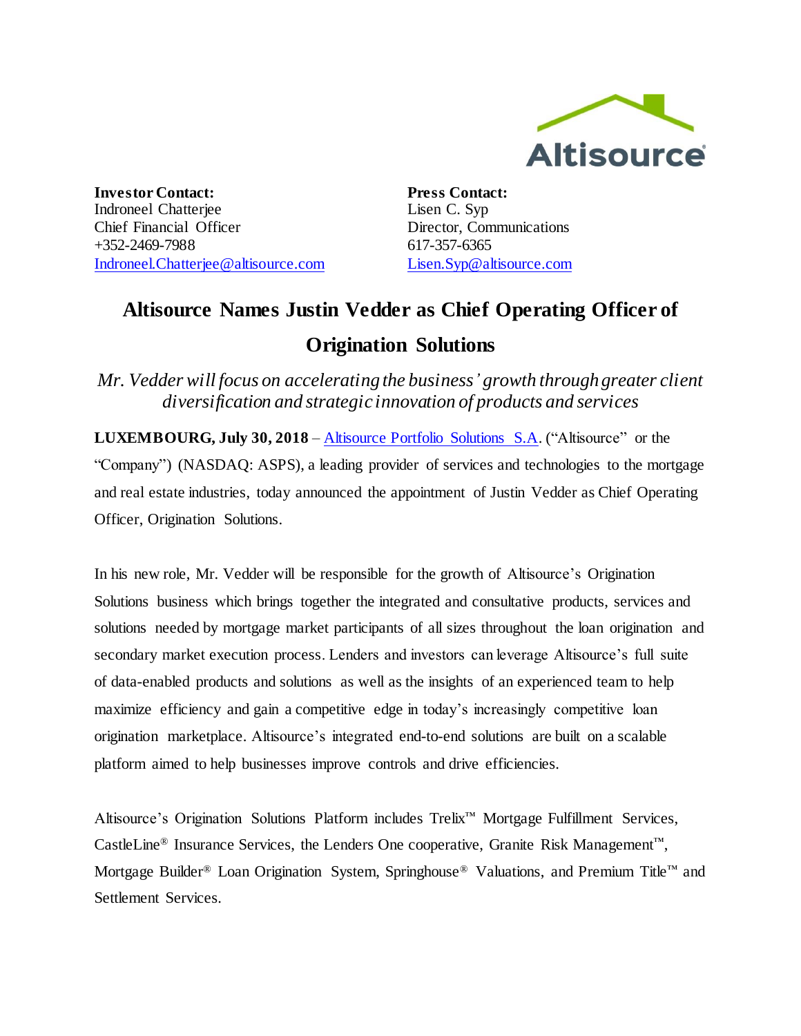**Investor Contact:**
Indroneel Chatterjee
Chief Financial Officer
+352-2469-7988
Indroneel.Chatterjee@altisource.com

**Press Contact:**
Lisen C. Syp
Director, Communications
617-357-6365
Lisen.Syp@altisource.com

# Altisource Names Justin Vedder as Chief Operating Officer of Origination Solutions

*Mr. Vedder will focus on accelerating the business' growth through greater client diversification and strategic innovation of products and services*

**LUXEMBOURG, July 30, 2018** – Altisource Portfolio Solutions S.A. ("Altisource" or the "Company") (NASDAQ: ASPS), a leading provider of services and technologies to the mortgage and real estate industries, today announced the appointment of Justin Vedder as Chief Operating Officer, Origination Solutions.

In his new role, Mr. Vedder will be responsible for the growth of Altisource's Origination Solutions business which brings together the integrated and consultative products, services and solutions needed by mortgage market participants of all sizes throughout the loan origination and secondary market execution process. Lenders and investors can leverage Altisource's full suite of data-enabled products and solutions as well as the insights of an experienced team to help maximize efficiency and gain a competitive edge in today's increasingly competitive loan origination marketplace. Altisource's integrated end-to-end solutions are built on a scalable platform aimed to help businesses improve controls and drive efficiencies.

Altisource's Origination Solutions Platform includes Trelix™ Mortgage Fulfillment Services, CastleLine® Insurance Services, the Lenders One cooperative, Granite Risk Management™, Mortgage Builder® Loan Origination System, Springhouse® Valuations, and Premium Title™ and Settlement Services.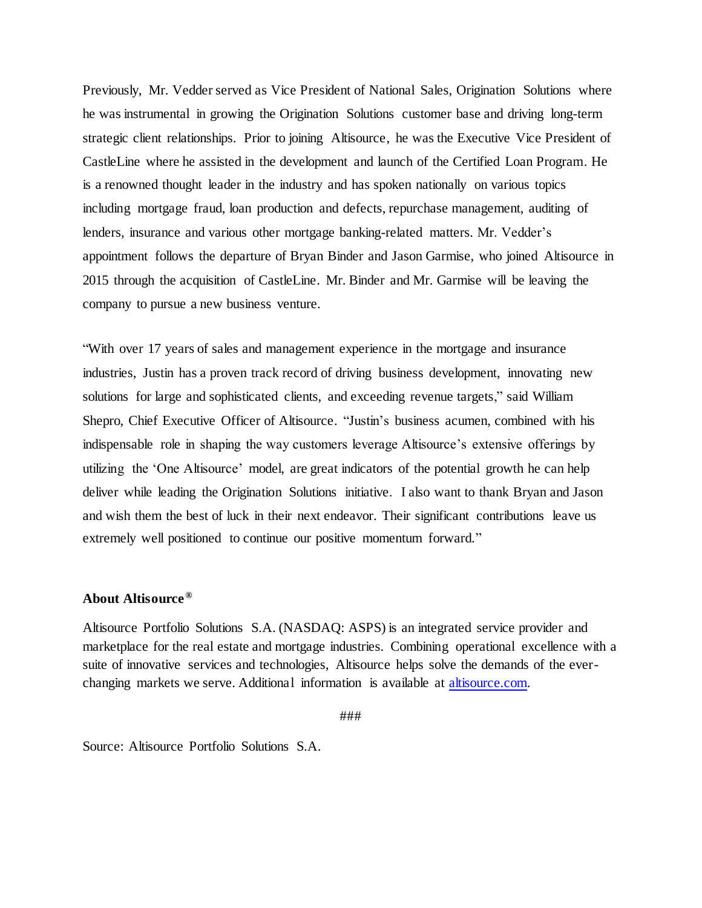Previously, Mr. Vedder served as Vice President of National Sales, Origination Solutions where he was instrumental in growing the Origination Solutions customer base and driving long-term strategic client relationships. Prior to joining Altisource, he was the Executive Vice President of CastleLine where he assisted in the development and launch of the Certified Loan Program. He is a renowned thought leader in the industry and has spoken nationally on various topics including mortgage fraud, loan production and defects, repurchase management, auditing of lenders, insurance and various other mortgage banking-related matters. Mr. Vedder's appointment follows the departure of Bryan Binder and Jason Garmise, who joined Altisource in 2015 through the acquisition of CastleLine. Mr. Binder and Mr. Garmise will be leaving the company to pursue a new business venture.

"With over 17 years of sales and management experience in the mortgage and insurance industries, Justin has a proven track record of driving business development, innovating new solutions for large and sophisticated clients, and exceeding revenue targets," said William Shepro, Chief Executive Officer of Altisource. "Justin's business acumen, combined with his indispensable role in shaping the way customers leverage Altisource's extensive offerings by utilizing the 'One Altisource' model, are great indicators of the potential growth he can help deliver while leading the Origination Solutions initiative. I also want to thank Bryan and Jason and wish them the best of luck in their next endeavor. Their significant contributions leave us extremely well positioned to continue our positive momentum forward."

**About Altisource®**

Altisource Portfolio Solutions S.A. (NASDAQ: ASPS) is an integrated service provider and marketplace for the real estate and mortgage industries. Combining operational excellence with a suite of innovative services and technologies, Altisource helps solve the demands of the ever-changing markets we serve. Additional information is available at [altisource.com](altisource.com).

###

Source: Altisource Portfolio Solutions S.A.